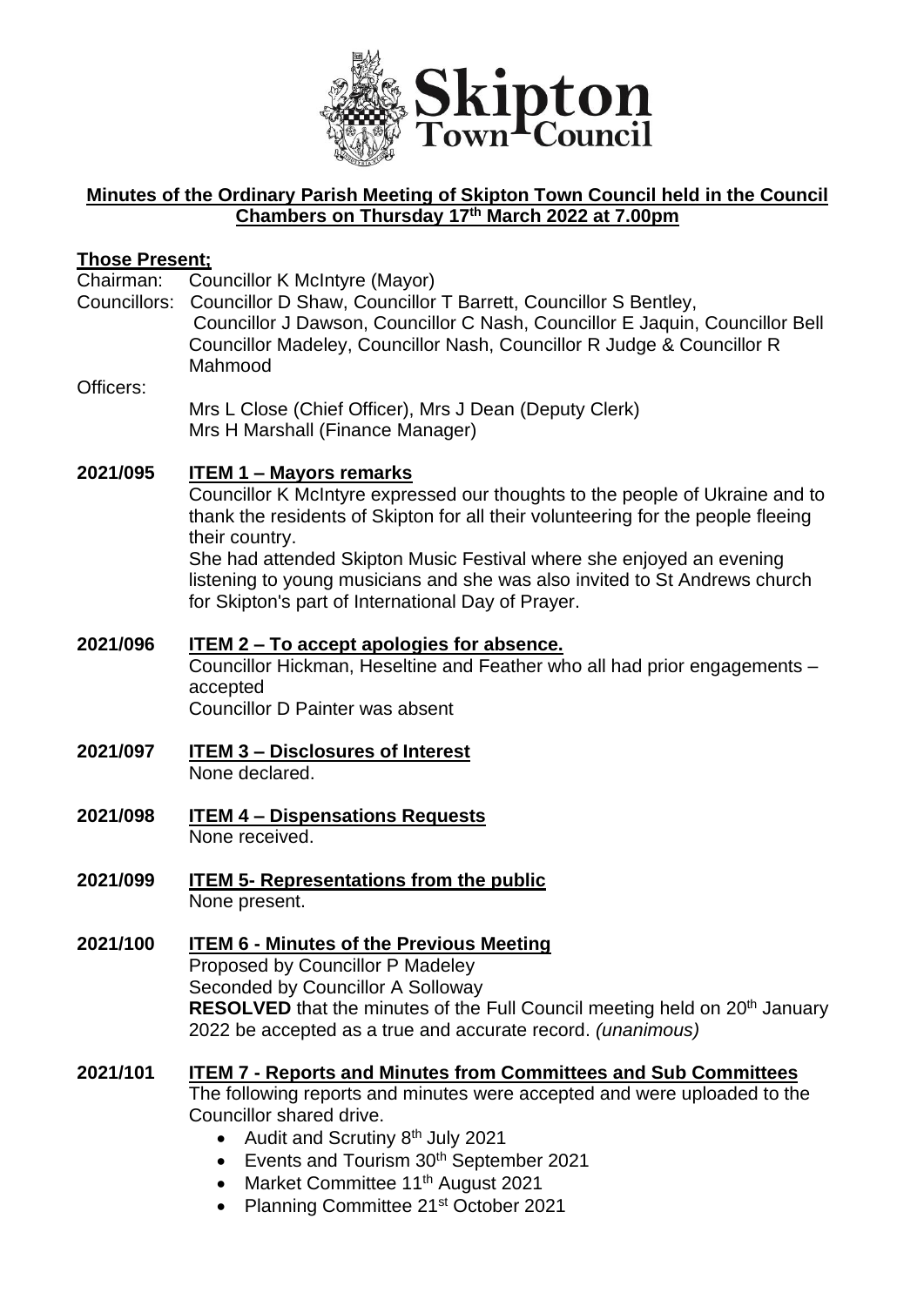**Minutes of the Ordinary Parish Meeting of Skipton Town Council held in the Council Chambers on Thursday 17th March 2022 at 7.00pm**

**Those Present;**

Chairman: Councillor K McIntyre (Mayor)

Councillors: Councillor D Shaw, Councillor T Barrett, Councillor S Bentley, Councillor J Dawson, Councillor C Nash, Councillor E Jaquin, Councillor Bell Councillor Madeley, Councillor Nash, Councillor R Judge & Councillor R Mahmood

Officers:
Mrs L Close (Chief Officer), Mrs J Dean (Deputy Clerk)
Mrs H Marshall (Finance Manager)

**2021/095 ITEM 1 – Mayors remarks**

Councillor K McIntyre expressed our thoughts to the people of Ukraine and to thank the residents of Skipton for all their volunteering for the people fleeing their country.

She had attended Skipton Music Festival where she enjoyed an evening listening to young musicians and she was also invited to St Andrews church for Skipton's part of International Day of Prayer.

**2021/096 ITEM 2 – To accept apologies for absence.**

Councillor Hickman, Heseltine and Feather who all had prior engagements – accepted
Councillor D Painter was absent

**2021/097 ITEM 3 – Disclosures of Interest**

None declared.

**2021/098 ITEM 4 – Dispensations Requests**

None received.

**2021/099 ITEM 5- Representations from the public**

None present.

**2021/100 ITEM 6 - Minutes of the Previous Meeting**

Proposed by Councillor P Madeley
Seconded by Councillor A Solloway
**RESOLVED** that the minutes of the Full Council meeting held on 20th January 2022 be accepted as a true and accurate record. *(unanimous)*

**2021/101 ITEM 7 - Reports and Minutes from Committees and Sub Committees**

The following reports and minutes were accepted and were uploaded to the Councillor shared drive.

- Audit and Scrutiny 8th July 2021
- Events and Tourism 30th September 2021
- Market Committee 11th August 2021
- Planning Committee 21st October 2021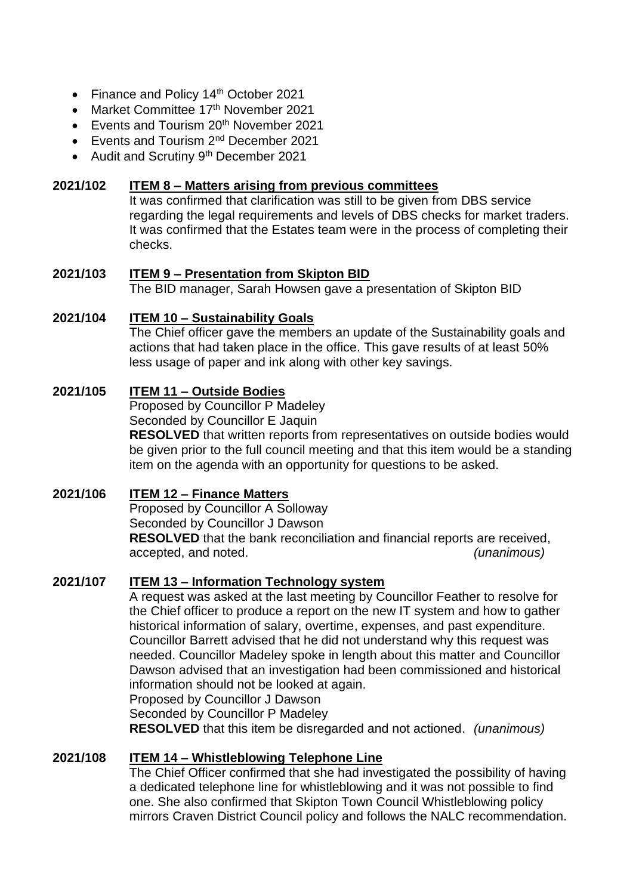- Finance and Policy 14th October 2021
- Market Committee 17th November 2021
- Events and Tourism 20th November 2021
- Events and Tourism 2nd December 2021
- Audit and Scrutiny 9th December 2021

**2021/102 ITEM 8 – Matters arising from previous committees**

It was confirmed that clarification was still to be given from DBS service regarding the legal requirements and levels of DBS checks for market traders. It was confirmed that the Estates team were in the process of completing their checks.

**2021/103 ITEM 9 – Presentation from Skipton BID**

The BID manager, Sarah Howsen gave a presentation of Skipton BID

**2021/104 ITEM 10 – Sustainability Goals**

The Chief officer gave the members an update of the Sustainability goals and actions that had taken place in the office. This gave results of at least 50% less usage of paper and ink along with other key savings.

**2021/105 ITEM 11 – Outside Bodies**

Proposed by Councillor P Madeley
Seconded by Councillor E Jaquin
**RESOLVED** that written reports from representatives on outside bodies would be given prior to the full council meeting and that this item would be a standing item on the agenda with an opportunity for questions to be asked.

**2021/106 ITEM 12 – Finance Matters**

Proposed by Councillor A Solloway
Seconded by Councillor J Dawson
**RESOLVED** that the bank reconciliation and financial reports are received, accepted, and noted. *(unanimous)*

**2021/107 ITEM 13 – Information Technology system**

A request was asked at the last meeting by Councillor Feather to resolve for the Chief officer to produce a report on the new IT system and how to gather historical information of salary, overtime, expenses, and past expenditure. Councillor Barrett advised that he did not understand why this request was needed. Councillor Madeley spoke in length about this matter and Councillor Dawson advised that an investigation had been commissioned and historical information should not be looked at again.
Proposed by Councillor J Dawson
Seconded by Councillor P Madeley
**RESOLVED** that this item be disregarded and not actioned. *(unanimous)*

**2021/108 ITEM 14 – Whistleblowing Telephone Line**

The Chief Officer confirmed that she had investigated the possibility of having a dedicated telephone line for whistleblowing and it was not possible to find one. She also confirmed that Skipton Town Council Whistleblowing policy mirrors Craven District Council policy and follows the NALC recommendation.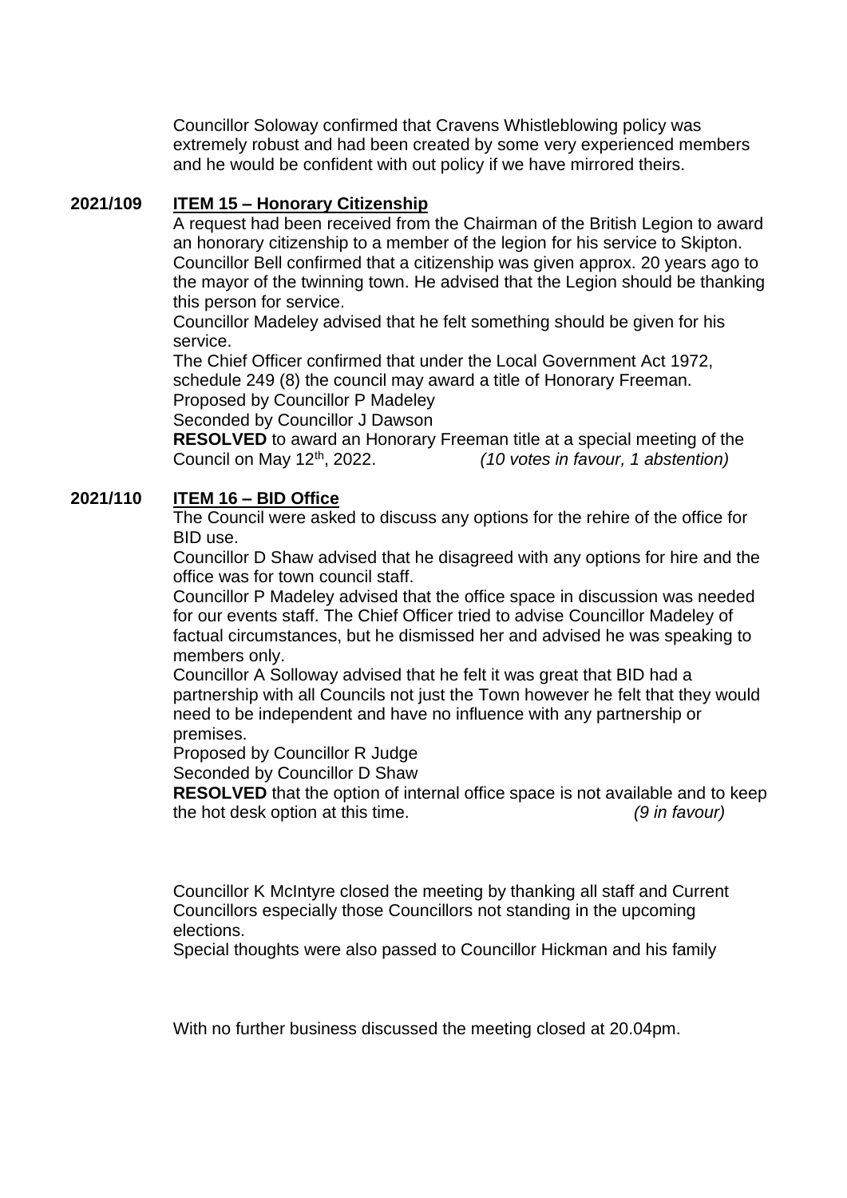Councillor Soloway confirmed that Cravens Whistleblowing policy was extremely robust and had been created by some very experienced members and he would be confident with out policy if we have mirrored theirs.

**2021/109** **ITEM 15 – Honorary Citizenship**

A request had been received from the Chairman of the British Legion to award an honorary citizenship to a member of the legion for his service to Skipton.
Councillor Bell confirmed that a citizenship was given approx. 20 years ago to the mayor of the twinning town. He advised that the Legion should be thanking this person for service.
Councillor Madeley advised that he felt something should be given for his service.
The Chief Officer confirmed that under the Local Government Act 1972, schedule 249 (8) the council may award a title of Honorary Freeman.
Proposed by Councillor P Madeley
Seconded by Councillor J Dawson
**RESOLVED** to award an Honorary Freeman title at a special meeting of the Council on May 12th, 2022. *(10 votes in favour, 1 abstention)*

**2021/110** **ITEM 16 – BID Office**

The Council were asked to discuss any options for the rehire of the office for BID use.
Councillor D Shaw advised that he disagreed with any options for hire and the office was for town council staff.
Councillor P Madeley advised that the office space in discussion was needed for our events staff. The Chief Officer tried to advise Councillor Madeley of factual circumstances, but he dismissed her and advised he was speaking to members only.
Councillor A Solloway advised that he felt it was great that BID had a partnership with all Councils not just the Town however he felt that they would need to be independent and have no influence with any partnership or premises.
Proposed by Councillor R Judge
Seconded by Councillor D Shaw
**RESOLVED** that the option of internal office space is not available and to keep the hot desk option at this time. *(9 in favour)*

Councillor K McIntyre closed the meeting by thanking all staff and Current Councillors especially those Councillors not standing in the upcoming elections.
Special thoughts were also passed to Councillor Hickman and his family

With no further business discussed the meeting closed at 20.04pm.